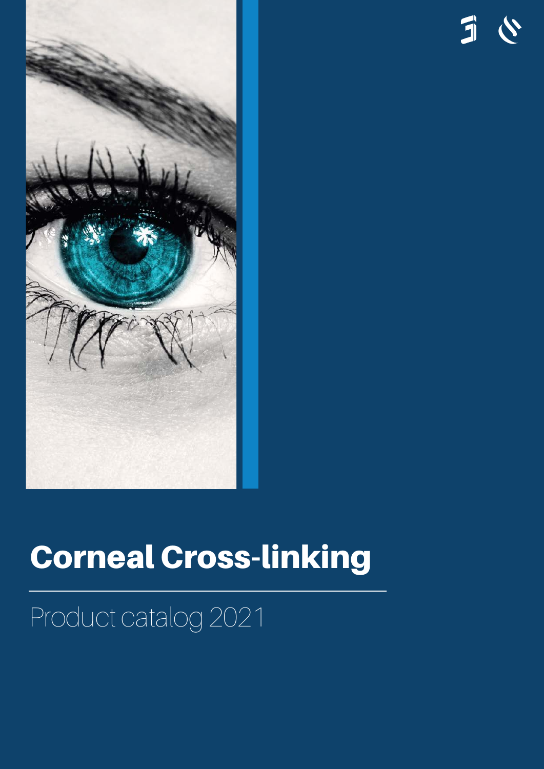# Corneal Cross-linking

Product catalog 2021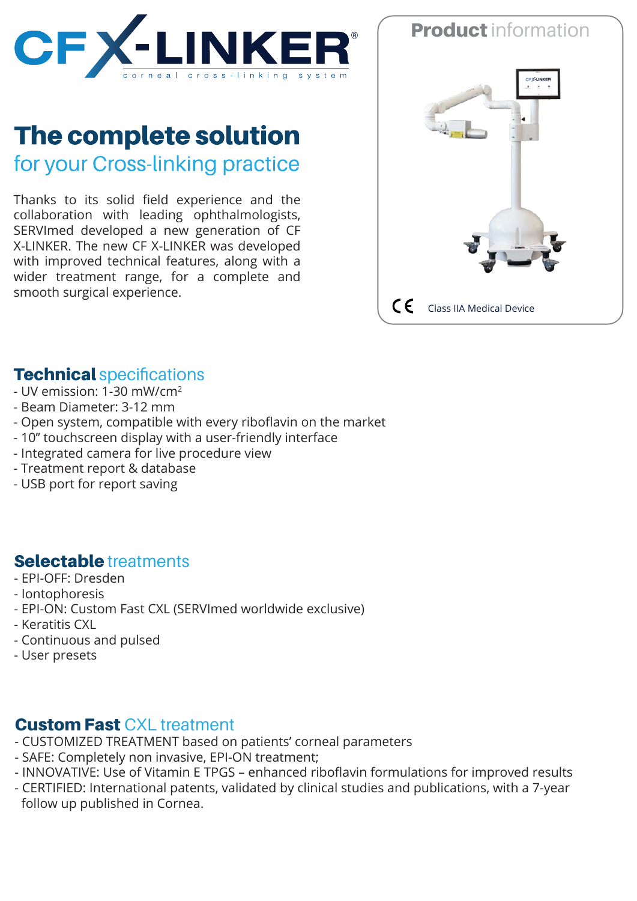# CF X-LINKER

corneal cross-linking system

## The complete solution

### for your Cross-linking practice

Thanks to its solid field experience and the collaboration with leading ophthalmologists, SERVImed developed a new generation of CF X-LINKER. The new CF X-LINKER was developed with improved technical features, along with a wider treatment range, for a complete and smooth surgical experience.

## Product information

CE Class IIA Medical Device

## Technical specifications

- UV emission: 1-30 mW/cm$^2$
- Beam Diameter: 3-12 mm
- Open system, compatible with every riboflavin on the market
- 10" touchscreen display with a user-friendly interface
- Integrated camera for live procedure view
- Treatment report & database
- USB port for report saving

## Selectable treatments

- EPI-OFF: Dresden
- Iontophoresis
- EPI-ON: Custom Fast CXL (SERVImed worldwide exclusive)
- Keratitis CXL
- Continuous and pulsed
- User presets

## Custom Fast CXL treatment

- CUSTOMIZED TREATMENT based on patients' corneal parameters
- SAFE: Completely non invasive, EPI-ON treatment;
- INNOVATIVE: Use of Vitamin E TPGS – enhanced riboflavin formulations for improved results
- CERTIFIED: International patents, validated by clinical studies and publications, with a 7-year follow up published in Cornea.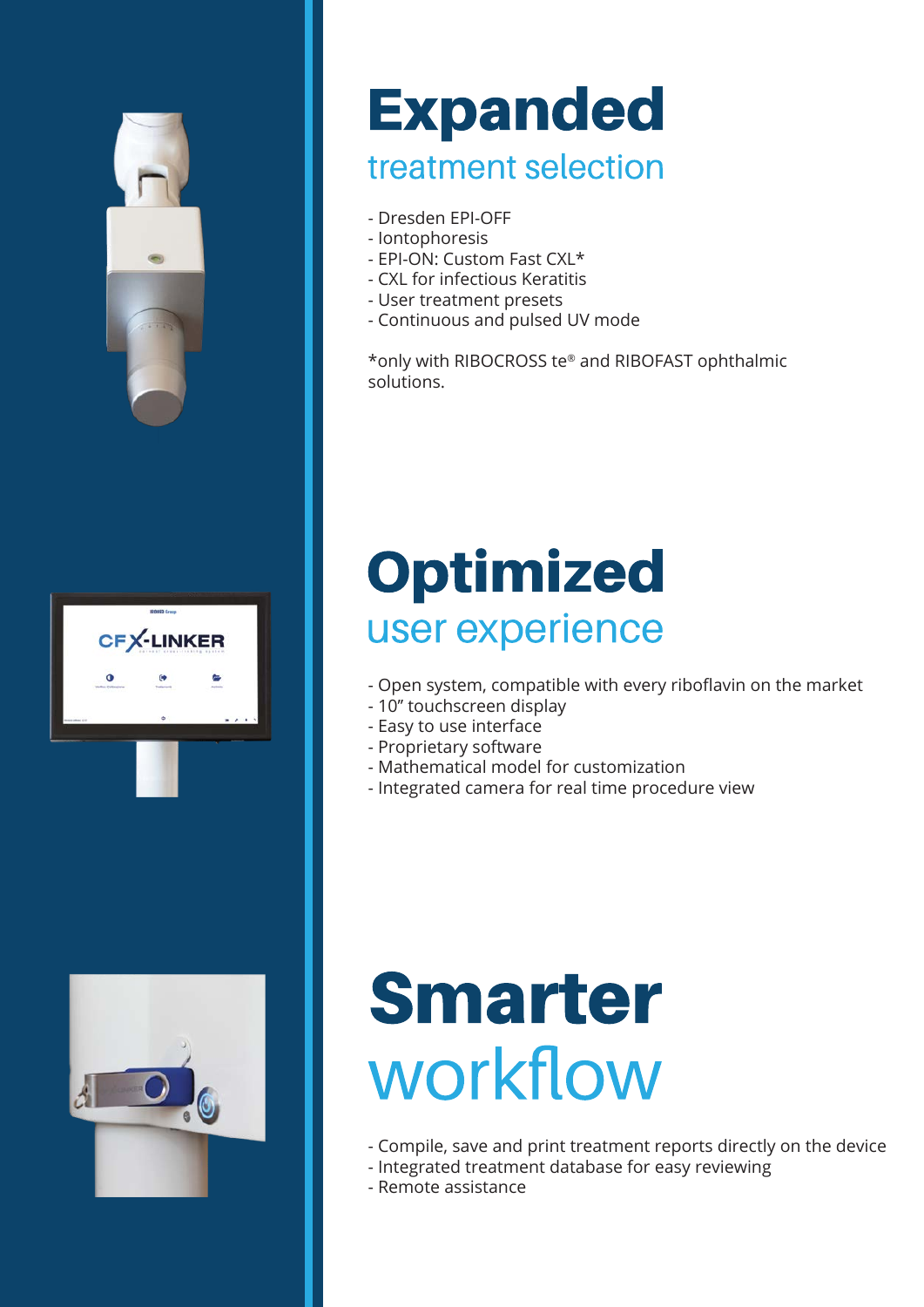# Expanded
## treatment selection

- Dresden EPI-OFF
- Iontophoresis
- EPI-ON: Custom Fast CXL*
- CXL for infectious Keratitis
- User treatment presets
- Continuous and pulsed UV mode

*only with RIBOCROSS te® and RIBOFAST ophthalmic solutions.

# Optimized
## user experience

- Open system, compatible with every riboflavin on the market
- 10" touchscreen display
- Easy to use interface
- Proprietary software
- Mathematical model for customization
- Integrated camera for real time procedure view

# Smarter
## workflow

- Compile, save and print treatment reports directly on the device
- Integrated treatment database for easy reviewing
- Remote assistance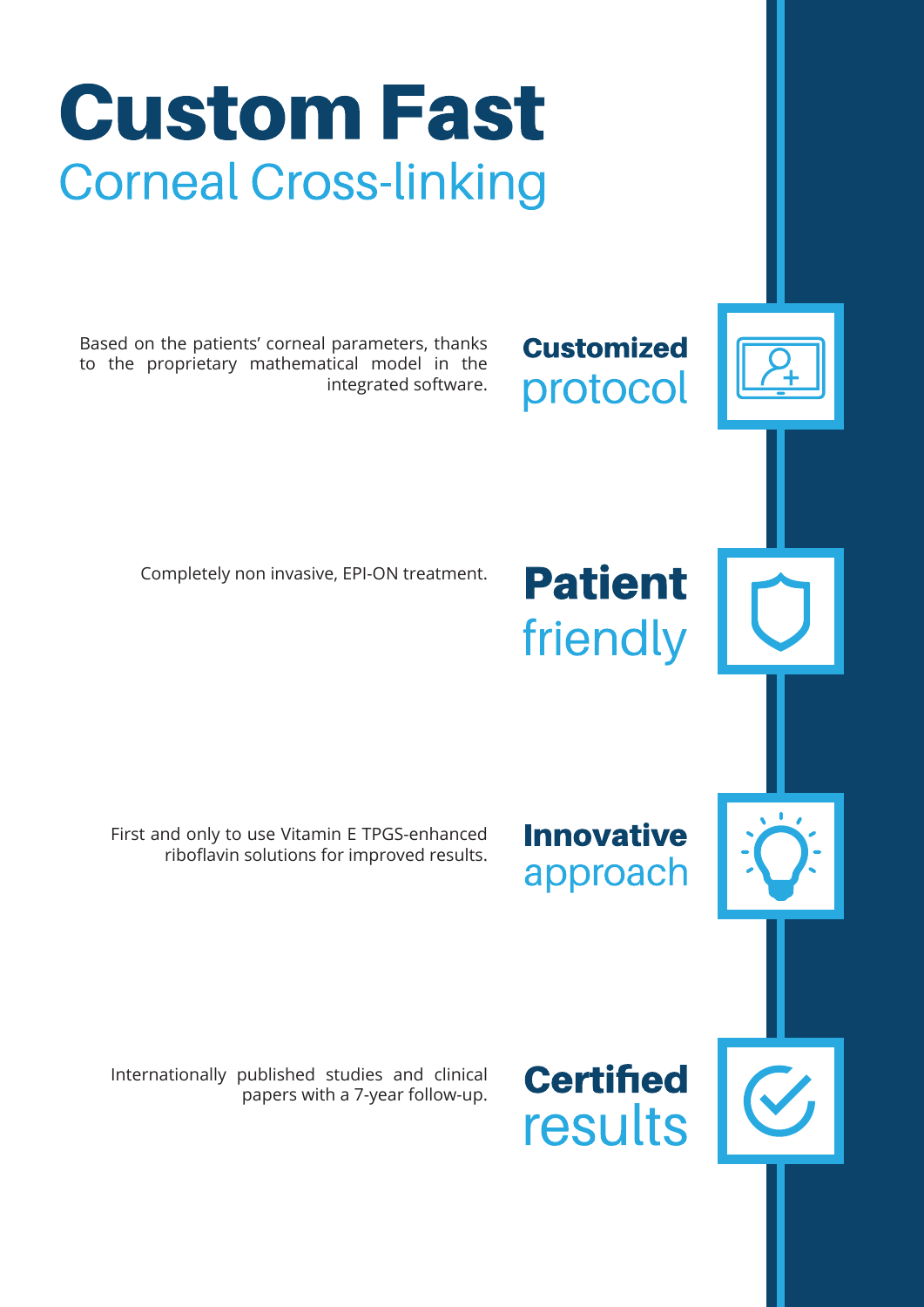# Custom Fast
## Corneal Cross-linking

### Customized protocol

Based on the patients' corneal parameters, thanks to the proprietary mathematical model in the integrated software.

### Patient friendly

Completely non invasive, EPI-ON treatment.

### Innovative approach

First and only to use Vitamin E TPGS-enhanced riboflavin solutions for improved results.

### Certified results

Internationally published studies and clinical papers with a 7-year follow-up.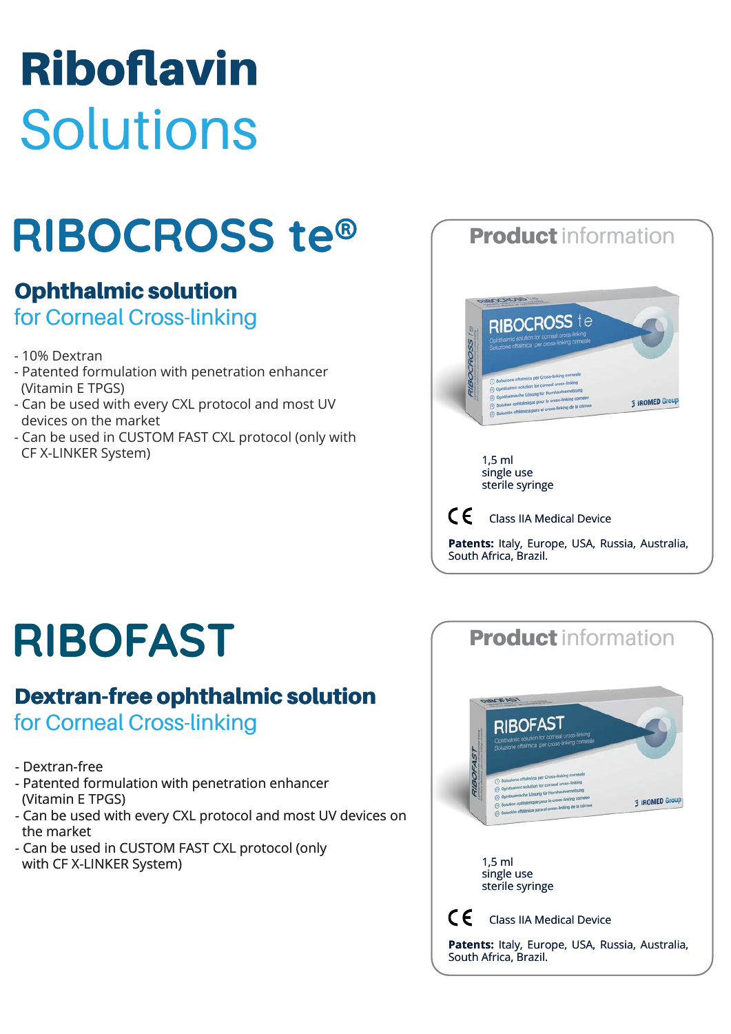# Riboflavin Solutions

## RIBOCROSS te®

### Ophthalmic solution for Corneal Cross-linking

- 10% Dextran
- Patented formulation with penetration enhancer (Vitamin E TPGS)
- Can be used with every CXL protocol and most UV devices on the market
- Can be used in CUSTOM FAST CXL protocol (only with CF X-LINKER System)

**Product** information

1,5 ml
single use
sterile syringe

CE Class IIA Medical Device

**Patents:** Italy, Europe, USA, Russia, Australia, South Africa, Brazil.

## RIBOFAST

### Dextran-free ophthalmic solution for Corneal Cross-linking

- Dextran-free
- Patented formulation with penetration enhancer (Vitamin E TPGS)
- Can be used with every CXL protocol and most UV devices on the market
- Can be used in CUSTOM FAST CXL protocol (only with CF X-LINKER System)

**Product** information

1,5 ml
single use
sterile syringe

CE Class IIA Medical Device

**Patents:** Italy, Europe, USA, Russia, Australia, South Africa, Brazil.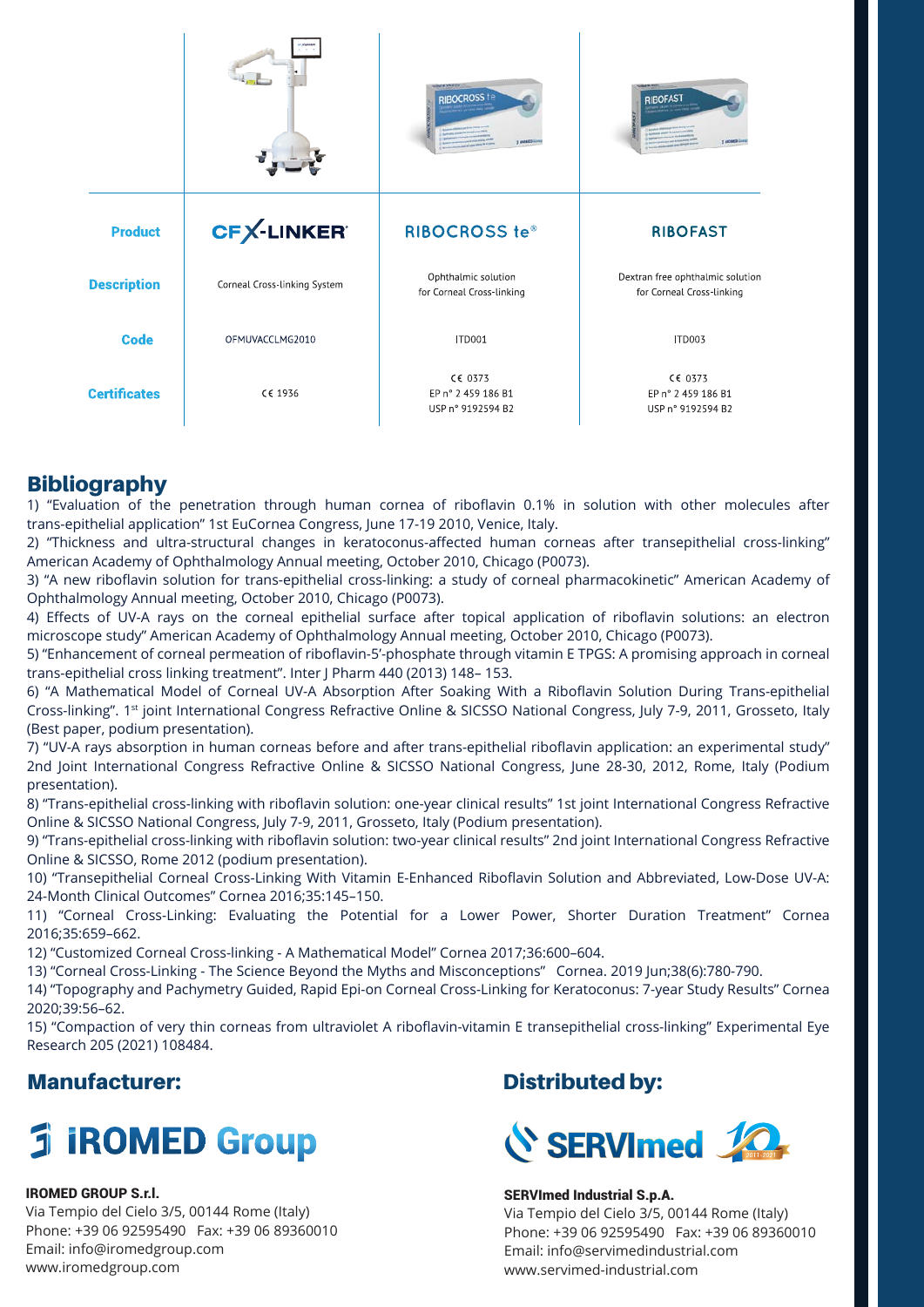| Product | CFX-LINKER® | RIBOCROSS te® | RIBOFAST |
|---|---|---|---|
| **Description** | Corneal Cross-linking System | Ophthalmic solution for Corneal Cross-linking | Dextran free ophthalmic solution for Corneal Cross-linking |
| **Code** | OFMUVACCLMG2010 | ITD001 | ITD003 |
| **Certificates** | CE 1936 | CE 0373<br>EP n° 2 459 186 B1<br>USP n° 9192594 B2 | CE 0373<br>EP n° 2 459 186 B1<br>USP n° 9192594 B2 |

## Bibliography

1) "Evaluation of the penetration through human cornea of riboflavin 0.1% in solution with other molecules after trans-epithelial application" 1st EuCornea Congress, June 17-19 2010, Venice, Italy.

2) "Thickness and ultra-structural changes in keratoconus-affected human corneas after transepithelial cross-linking" American Academy of Ophthalmology Annual meeting, October 2010, Chicago (P0073).

3) "A new riboflavin solution for trans-epithelial cross-linking: a study of corneal pharmacokinetic" American Academy of Ophthalmology Annual meeting, October 2010, Chicago (P0073).

4) Effects of UV-A rays on the corneal epithelial surface after topical application of riboflavin solutions: an electron microscope study" American Academy of Ophthalmology Annual meeting, October 2010, Chicago (P0073).

5) "Enhancement of corneal permeation of riboflavin-5'-phosphate through vitamin E TPGS: A promising approach in corneal trans-epithelial cross linking treatment". Inter J Pharm 440 (2013) 148– 153.

6) "A Mathematical Model of Corneal UV-A Absorption After Soaking With a Riboflavin Solution During Trans-epithelial Cross-linking". 1st joint International Congress Refractive Online & SICSSO National Congress, July 7-9, 2011, Grosseto, Italy (Best paper, podium presentation).

7) "UV-A rays absorption in human corneas before and after trans-epithelial riboflavin application: an experimental study" 2nd Joint International Congress Refractive Online & SICSSO National Congress, June 28-30, 2012, Rome, Italy (Podium presentation).

8) "Trans-epithelial cross-linking with riboflavin solution: one-year clinical results" 1st joint International Congress Refractive Online & SICSSO National Congress, July 7-9, 2011, Grosseto, Italy (Podium presentation).

9) "Trans-epithelial cross-linking with riboflavin solution: two-year clinical results" 2nd joint International Congress Refractive Online & SICSSO, Rome 2012 (podium presentation).

10) "Transepithelial Corneal Cross-Linking With Vitamin E-Enhanced Riboflavin Solution and Abbreviated, Low-Dose UV-A: 24-Month Clinical Outcomes" Cornea 2016;35:145–150.

11) "Corneal Cross-Linking: Evaluating the Potential for a Lower Power, Shorter Duration Treatment" Cornea 2016;35:659–662.

12) "Customized Corneal Cross-linking - A Mathematical Model" Cornea 2017;36:600–604.

13) "Corneal Cross-Linking - The Science Beyond the Myths and Misconceptions" Cornea. 2019 Jun;38(6):780-790.

14) "Topography and Pachymetry Guided, Rapid Epi-on Corneal Cross-Linking for Keratoconus: 7-year Study Results" Cornea 2020;39:56–62.

15) "Compaction of very thin corneas from ultraviolet A riboflavin-vitamin E transepithelial cross-linking" Experimental Eye Research 205 (2021) 108484.

## Manufacturer:

iROMED Group

**IROMED GROUP S.r.l.**
Via Tempio del Cielo 3/5, 00144 Rome (Italy)
Phone: +39 06 92595490 Fax: +39 06 89360010
Email: info@iromedgroup.com
www.iromedgroup.com

## Distributed by:

SERVImed 10 2011-2021

**SERVImed Industrial S.p.A.**
Via Tempio del Cielo 3/5, 00144 Rome (Italy)
Phone: +39 06 92595490 Fax: +39 06 89360010
Email: info@servimedindustrial.com
www.servimed-industrial.com